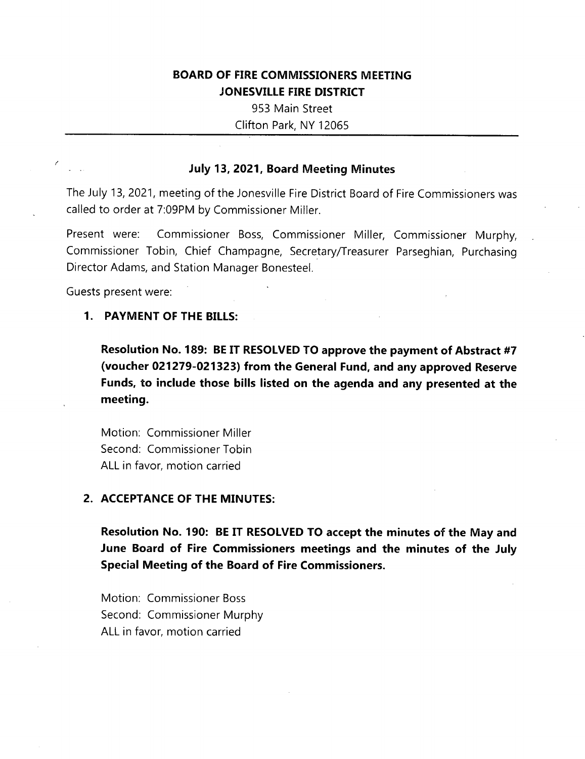# BOARD OF FIRE COMMISSIONERS MEETING
# JONESVILLE FIRE DISTRICT

953 Main Street
Clifton Park, NY 12065

## July 13, 2021, Board Meeting Minutes

The July 13, 2021, meeting of the Jonesville Fire District Board of Fire Commissioners was called to order at 7:09PM by Commissioner Miller.

Present were: Commissioner Boss, Commissioner Miller, Commissioner Murphy, Commissioner Tobin, Chief Champagne, Secretary/Treasurer Parseghian, Purchasing Director Adams, and Station Manager Bonesteel.

Guests present were:

### 1. PAYMENT OF THE BILLS:

**Resolution No. 189: BE IT RESOLVED TO approve the payment of Abstract #7 (voucher 021279-021323) from the General Fund, and any approved Reserve Funds, to include those bills listed on the agenda and any presented at the meeting.**

Motion: Commissioner Miller
Second: Commissioner Tobin
ALL in favor, motion carried

### 2. ACCEPTANCE OF THE MINUTES:

**Resolution No. 190: BE IT RESOLVED TO accept the minutes of the May and June Board of Fire Commissioners meetings and the minutes of the July Special Meeting of the Board of Fire Commissioners.**

Motion: Commissioner Boss
Second: Commissioner Murphy
ALL in favor, motion carried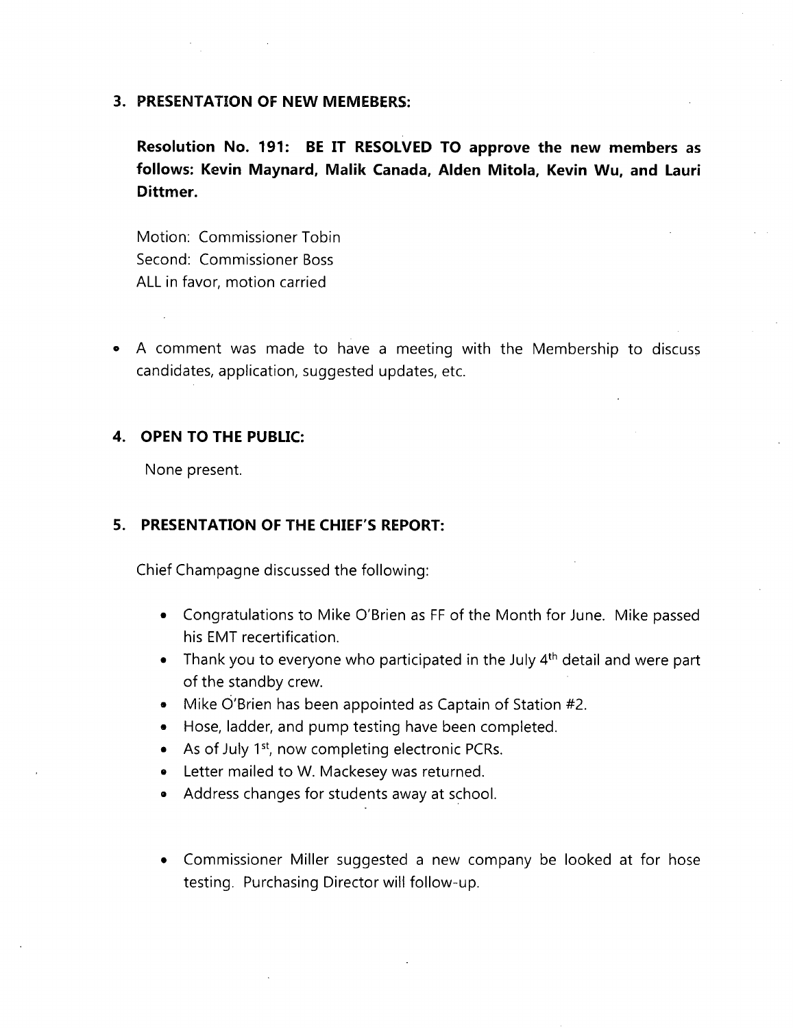### 3. PRESENTATION OF NEW MEMEBERS:

**Resolution No. 191: BE IT RESOLVED TO approve the new members as follows: Kevin Maynard, Malik Canada, Alden Mitola, Kevin Wu, and Lauri Dittmer.**

Motion: Commissioner Tobin
Second: Commissioner Boss
ALL in favor, motion carried

- A comment was made to have a meeting with the Membership to discuss candidates, application, suggested updates, etc.

### 4. OPEN TO THE PUBLIC:

None present.

### 5. PRESENTATION OF THE CHIEF'S REPORT:

Chief Champagne discussed the following:

- Congratulations to Mike O'Brien as FF of the Month for June. Mike passed his EMT recertification.
- Thank you to everyone who participated in the July 4th detail and were part of the standby crew.
- Mike O'Brien has been appointed as Captain of Station #2.
- Hose, ladder, and pump testing have been completed.
- As of July 1st, now completing electronic PCRs.
- Letter mailed to W. Mackesey was returned.
- Address changes for students away at school.

- Commissioner Miller suggested a new company be looked at for hose testing. Purchasing Director will follow-up.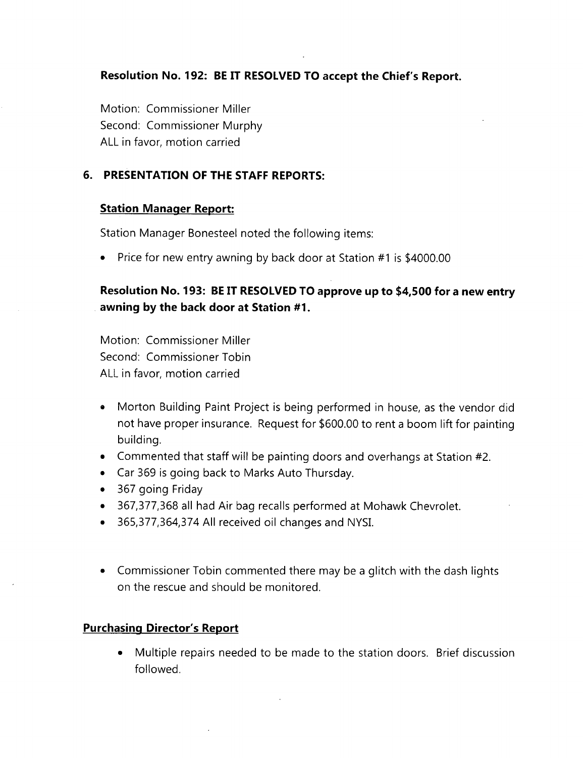**Resolution No. 192: BE IT RESOLVED TO accept the Chief's Report.**

Motion: Commissioner Miller
Second: Commissioner Murphy
ALL in favor, motion carried

## 6. PRESENTATION OF THE STAFF REPORTS:

### Station Manager Report:

Station Manager Bonesteel noted the following items:

- Price for new entry awning by back door at Station #1 is $4000.00

**Resolution No. 193: BE IT RESOLVED TO approve up to $4,500 for a new entry awning by the back door at Station #1.**

Motion: Commissioner Miller
Second: Commissioner Tobin
ALL in favor, motion carried

- Morton Building Paint Project is being performed in house, as the vendor did not have proper insurance. Request for $600.00 to rent a boom lift for painting building.
- Commented that staff will be painting doors and overhangs at Station #2.
- Car 369 is going back to Marks Auto Thursday.
- 367 going Friday
- 367,377,368 all had Air bag recalls performed at Mohawk Chevrolet.
- 365,377,364,374 All received oil changes and NYSI.

- Commissioner Tobin commented there may be a glitch with the dash lights on the rescue and should be monitored.

### Purchasing Director's Report

- Multiple repairs needed to be made to the station doors. Brief discussion followed.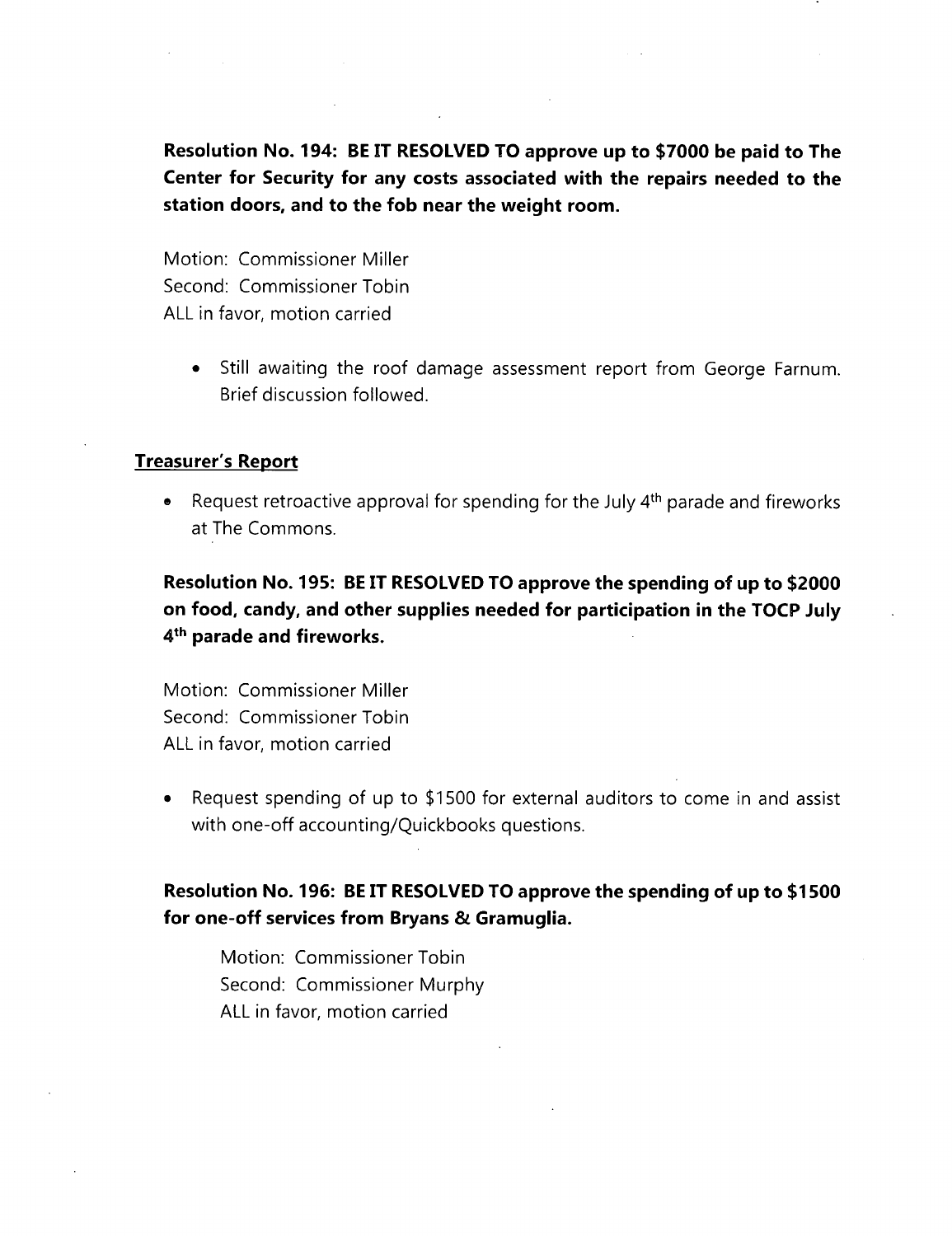**Resolution No. 194: BE IT RESOLVED TO approve up to $7000 be paid to The Center for Security for any costs associated with the repairs needed to the station doors, and to the fob near the weight room.**

Motion: Commissioner Miller
Second: Commissioner Tobin
ALL in favor, motion carried

- Still awaiting the roof damage assessment report from George Farnum. Brief discussion followed.

## Treasurer's Report

- Request retroactive approval for spending for the July 4th parade and fireworks at The Commons.

**Resolution No. 195: BE IT RESOLVED TO approve the spending of up to $2000 on food, candy, and other supplies needed for participation in the TOCP July 4th parade and fireworks.**

Motion: Commissioner Miller
Second: Commissioner Tobin
ALL in favor, motion carried

- Request spending of up to $1500 for external auditors to come in and assist with one-off accounting/Quickbooks questions.

**Resolution No. 196: BE IT RESOLVED TO approve the spending of up to $1500 for one-off services from Bryans & Gramuglia.**

Motion: Commissioner Tobin
Second: Commissioner Murphy
ALL in favor, motion carried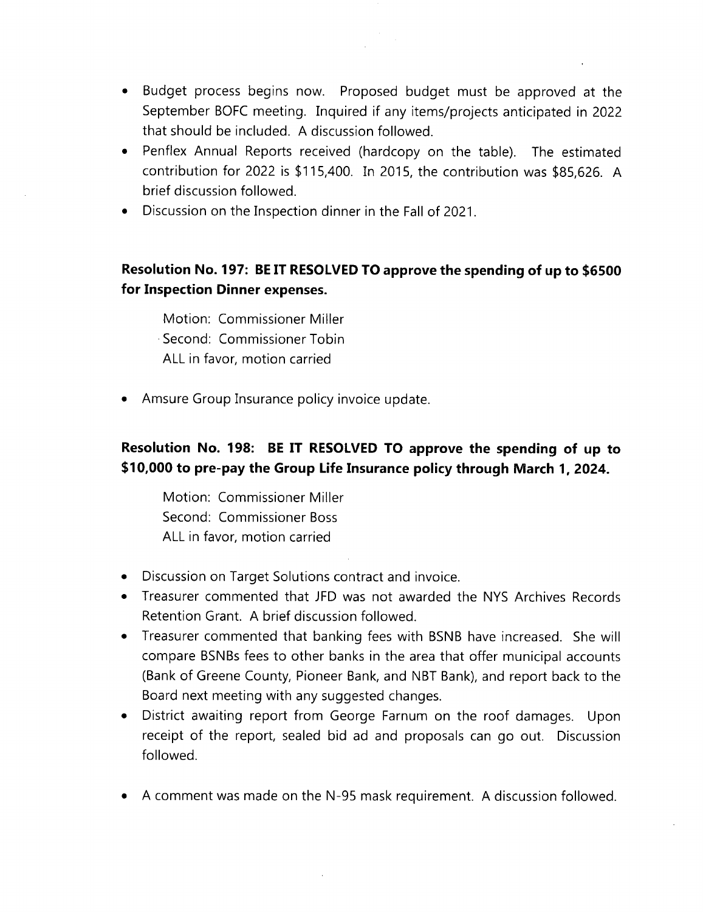- Budget process begins now. Proposed budget must be approved at the September BOFC meeting. Inquired if any items/projects anticipated in 2022 that should be included. A discussion followed.
- Penflex Annual Reports received (hardcopy on the table). The estimated contribution for 2022 is $115,400. In 2015, the contribution was $85,626. A brief discussion followed.
- Discussion on the Inspection dinner in the Fall of 2021.

**Resolution No. 197: BE IT RESOLVED TO approve the spending of up to $6500 for Inspection Dinner expenses.**

Motion: Commissioner Miller
Second: Commissioner Tobin
ALL in favor, motion carried

- Amsure Group Insurance policy invoice update.

**Resolution No. 198: BE IT RESOLVED TO approve the spending of up to $10,000 to pre-pay the Group Life Insurance policy through March 1, 2024.**

Motion: Commissioner Miller
Second: Commissioner Boss
ALL in favor, motion carried

- Discussion on Target Solutions contract and invoice.
- Treasurer commented that JFD was not awarded the NYS Archives Records Retention Grant. A brief discussion followed.
- Treasurer commented that banking fees with BSNB have increased. She will compare BSNBs fees to other banks in the area that offer municipal accounts (Bank of Greene County, Pioneer Bank, and NBT Bank), and report back to the Board next meeting with any suggested changes.
- District awaiting report from George Farnum on the roof damages. Upon receipt of the report, sealed bid ad and proposals can go out. Discussion followed.
- A comment was made on the N-95 mask requirement. A discussion followed.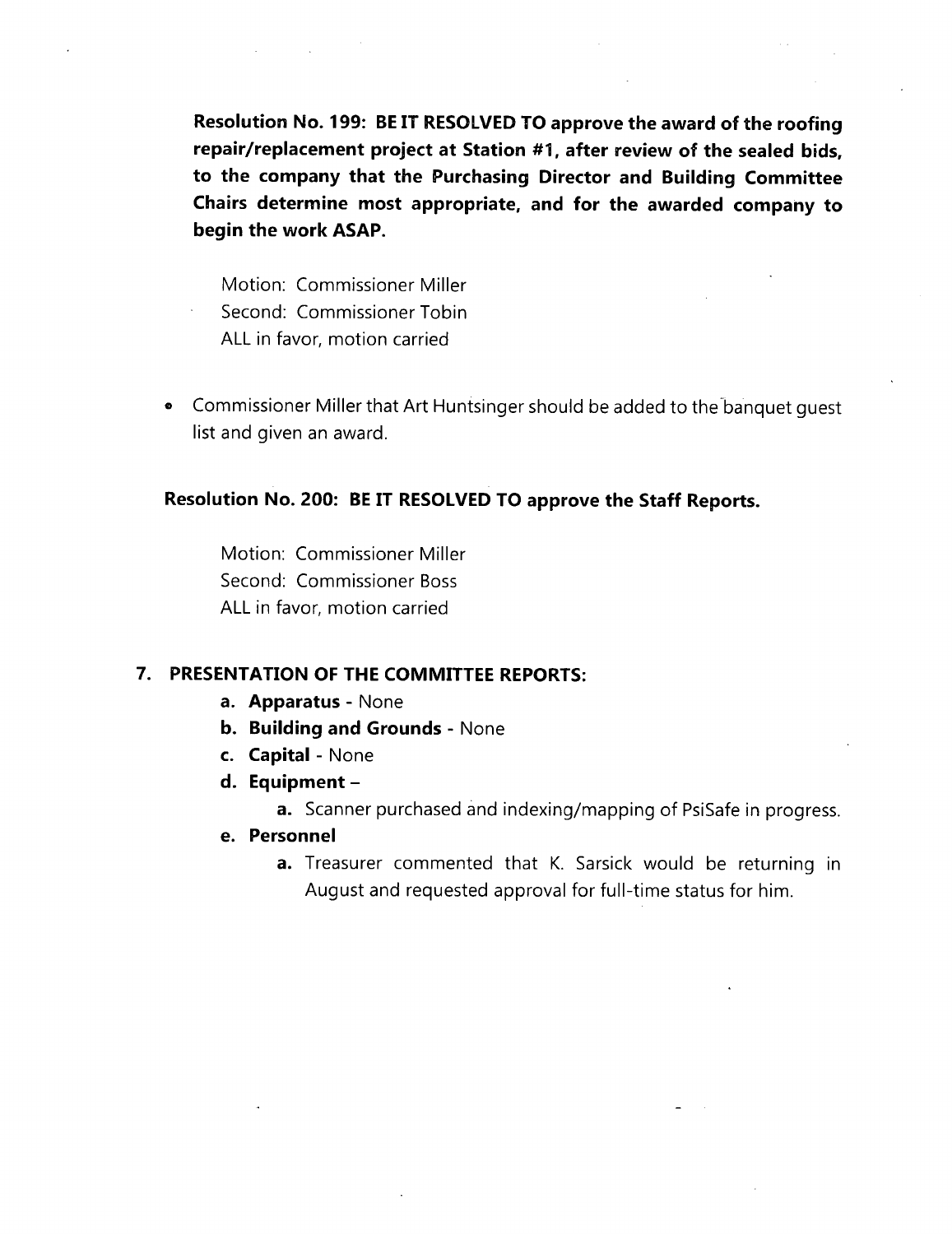**Resolution No. 199: BE IT RESOLVED TO approve the award of the roofing repair/replacement project at Station #1, after review of the sealed bids, to the company that the Purchasing Director and Building Committee Chairs determine most appropriate, and for the awarded company to begin the work ASAP.**

Motion: Commissioner Miller
Second: Commissioner Tobin
ALL in favor, motion carried

- Commissioner Miller that Art Huntsinger should be added to the banquet guest list and given an award.

**Resolution No. 200: BE IT RESOLVED TO approve the Staff Reports.**

Motion: Commissioner Miller
Second: Commissioner Boss
ALL in favor, motion carried

## 7. PRESENTATION OF THE COMMITTEE REPORTS:

- a. **Apparatus** - None
- b. **Building and Grounds** - None
- c. **Capital** - None
- d. **Equipment** –
  - a. Scanner purchased and indexing/mapping of PsiSafe in progress.
- e. **Personnel**
  - a. Treasurer commented that K. Sarsick would be returning in August and requested approval for full-time status for him.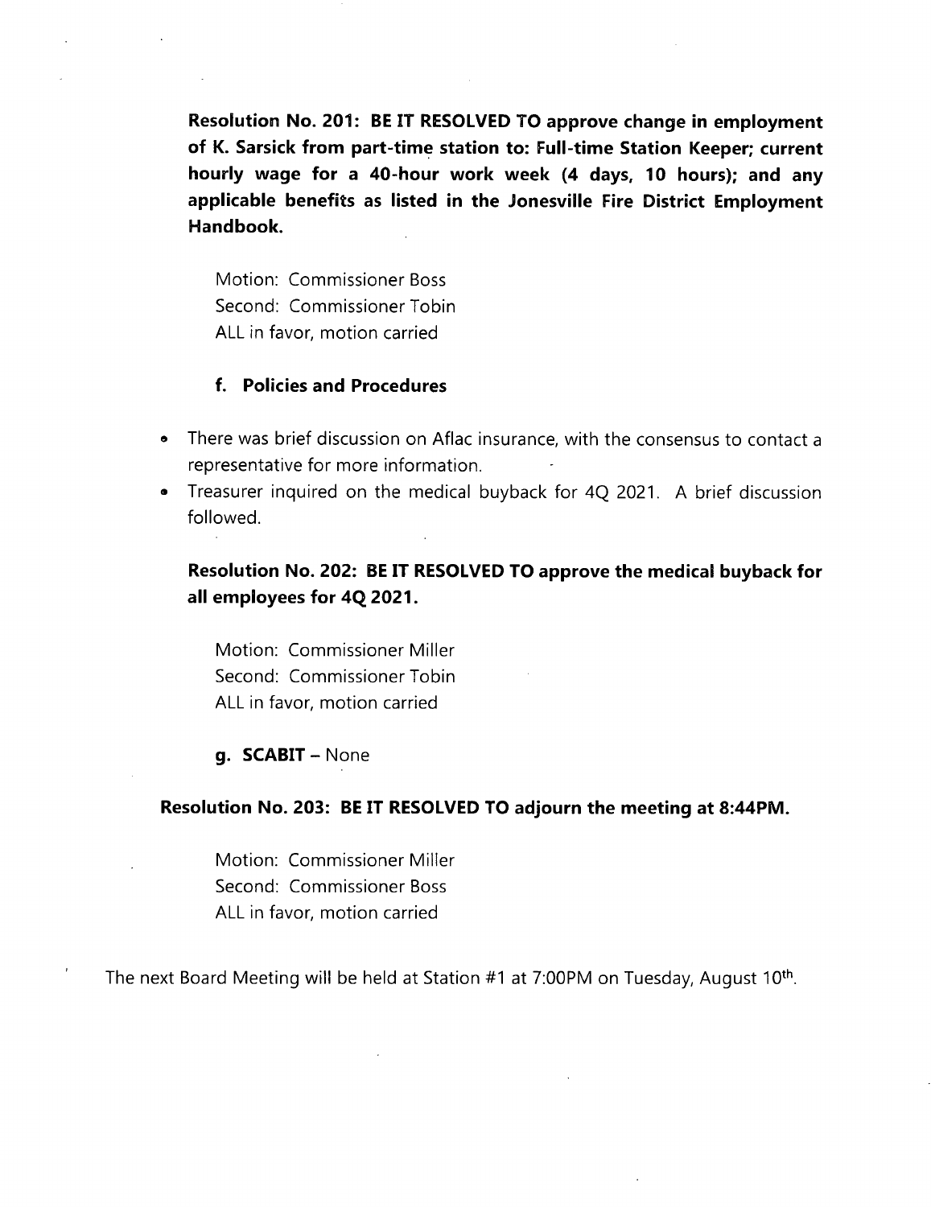**Resolution No. 201: BE IT RESOLVED TO approve change in employment of K. Sarsick from part-time station to: Full-time Station Keeper; current hourly wage for a 40-hour work week (4 days, 10 hours); and any applicable benefits as listed in the Jonesville Fire District Employment Handbook.**

Motion: Commissioner Boss
Second: Commissioner Tobin
ALL in favor, motion carried

**f. Policies and Procedures**

- There was brief discussion on Aflac insurance, with the consensus to contact a representative for more information.
- Treasurer inquired on the medical buyback for 4Q 2021. A brief discussion followed.

**Resolution No. 202: BE IT RESOLVED TO approve the medical buyback for all employees for 4Q 2021.**

Motion: Commissioner Miller
Second: Commissioner Tobin
ALL in favor, motion carried

**g. SCABIT** – None

**Resolution No. 203: BE IT RESOLVED TO adjourn the meeting at 8:44PM.**

Motion: Commissioner Miller
Second: Commissioner Boss
ALL in favor, motion carried

The next Board Meeting will be held at Station #1 at 7:00PM on Tuesday, August 10th.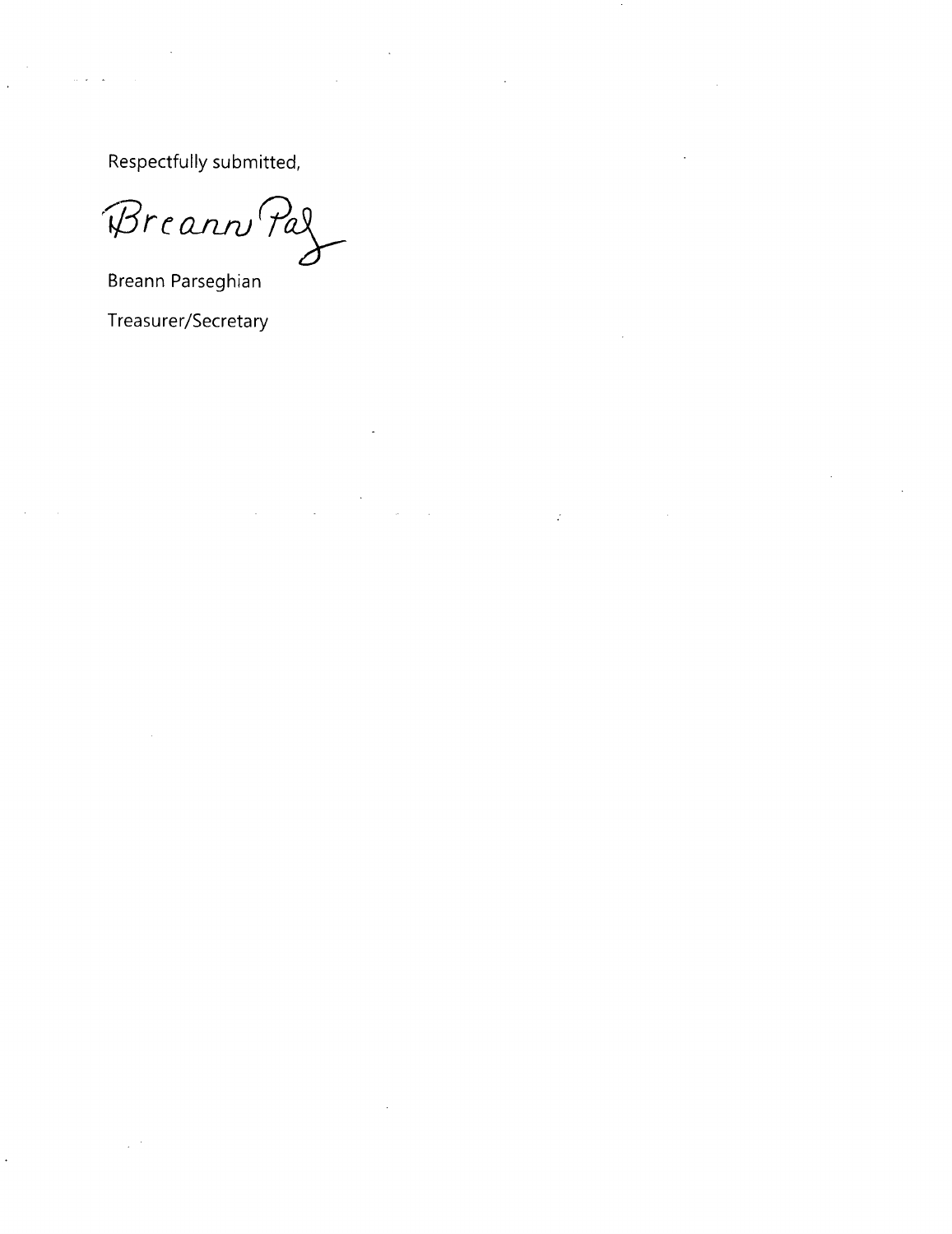Respectfully submitted,

Breann Paz

Breann Parseghian

Treasurer/Secretary